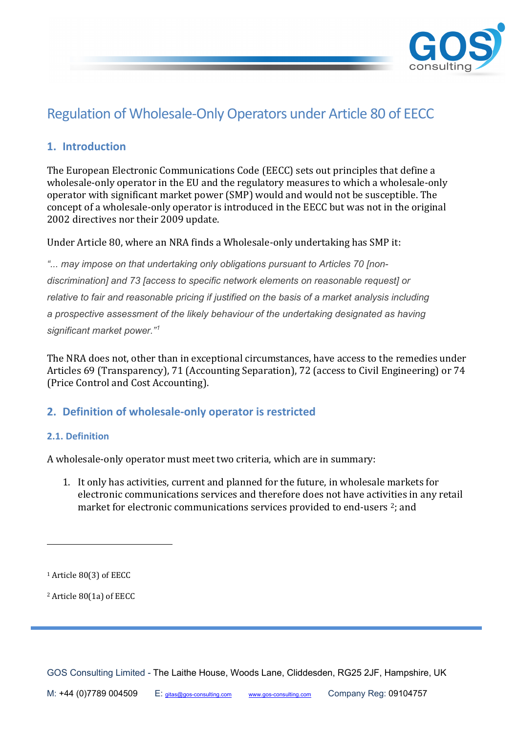# Regulation of Wholesale-Only Operators under Article 80 of EECC

## 1. Introduction

The European Electronic Communications Code (EECC) sets out principles that define a wholesale-only operator in the EU and the regulatory measures to which a wholesale-only operator with significant market power (SMP) would and would not be susceptible. The concept of a wholesale-only operator is introduced in the EECC but was not in the original 2002 directives nor their 2009 update.

Under Article 80, where an NRA finds a Wholesale-only undertaking has SMP it:

*"... may impose on that undertaking only obligations pursuant to Articles 70 [non-discrimination] and 73 [access to specific network elements on reasonable request] or relative to fair and reasonable pricing if justified on the basis of a market analysis including a prospective assessment of the likely behaviour of the undertaking designated as having significant market power."*[1]

The NRA does not, other than in exceptional circumstances, have access to the remedies under Articles 69 (Transparency), 71 (Accounting Separation), 72 (access to Civil Engineering) or 74 (Price Control and Cost Accounting).

## 2. Definition of wholesale-only operator is restricted

### 2.1. Definition

A wholesale-only operator must meet two criteria, which are in summary:

1. It only has activities, current and planned for the future, in wholesale markets for electronic communications services and therefore does not have activities in any retail market for electronic communications services provided to end-users [2]; and

---

[1] Article 80(3) of EECC

[2] Article 80(1a) of EECC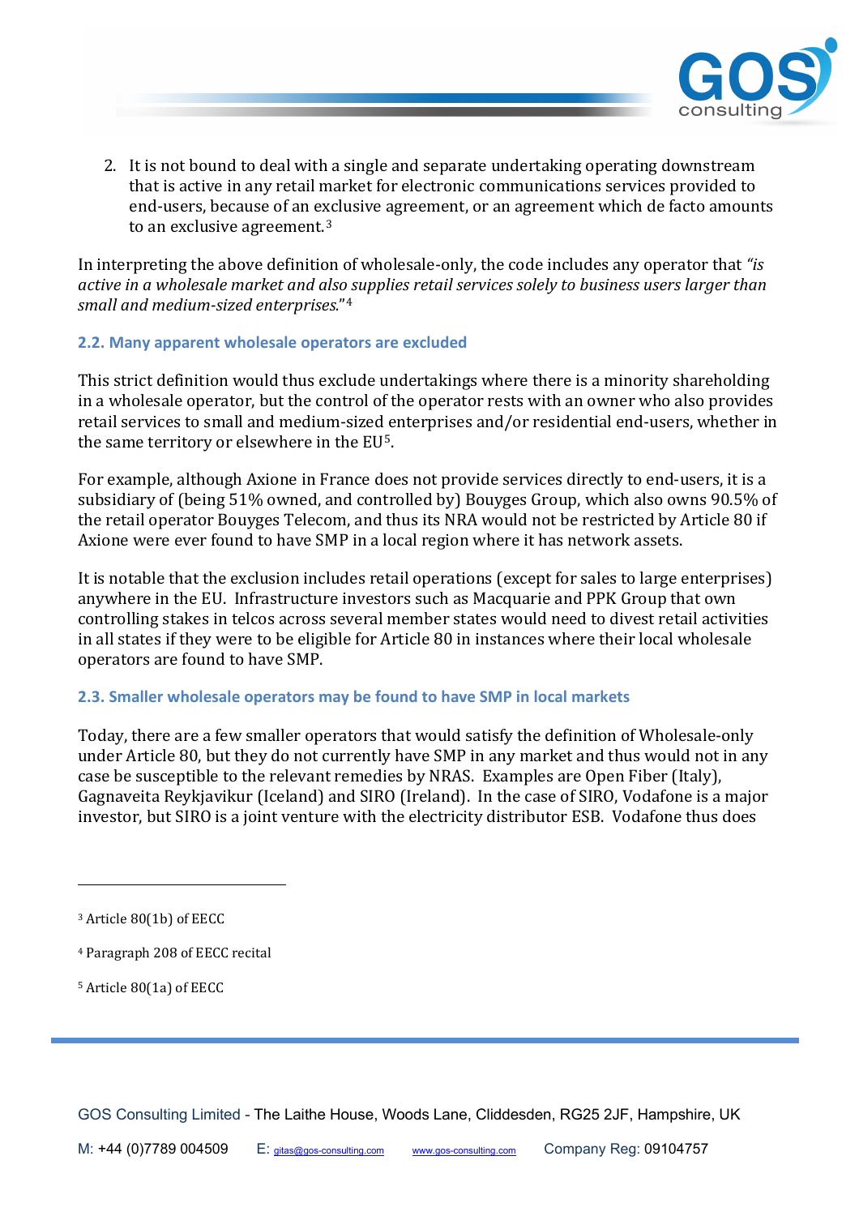2. It is not bound to deal with a single and separate undertaking operating downstream that is active in any retail market for electronic communications services provided to end-users, because of an exclusive agreement, or an agreement which de facto amounts to an exclusive agreement.[3]

In interpreting the above definition of wholesale-only, the code includes any operator that *"is active in a wholesale market and also supplies retail services solely to business users larger than small and medium-sized enterprises."*[4]

### 2.2. Many apparent wholesale operators are excluded

This strict definition would thus exclude undertakings where there is a minority shareholding in a wholesale operator, but the control of the operator rests with an owner who also provides retail services to small and medium-sized enterprises and/or residential end-users, whether in the same territory or elsewhere in the EU[5].

For example, although Axione in France does not provide services directly to end-users, it is a subsidiary of (being 51% owned, and controlled by) Bouyges Group, which also owns 90.5% of the retail operator Bouyges Telecom, and thus its NRA would not be restricted by Article 80 if Axione were ever found to have SMP in a local region where it has network assets.

It is notable that the exclusion includes retail operations (except for sales to large enterprises) anywhere in the EU. Infrastructure investors such as Macquarie and PPK Group that own controlling stakes in telcos across several member states would need to divest retail activities in all states if they were to be eligible for Article 80 in instances where their local wholesale operators are found to have SMP.

### 2.3. Smaller wholesale operators may be found to have SMP in local markets

Today, there are a few smaller operators that would satisfy the definition of Wholesale-only under Article 80, but they do not currently have SMP in any market and thus would not in any case be susceptible to the relevant remedies by NRAS. Examples are Open Fiber (Italy), Gagnaveita Reykjavikur (Iceland) and SIRO (Ireland). In the case of SIRO, Vodafone is a major investor, but SIRO is a joint venture with the electricity distributor ESB. Vodafone thus does

---

[3] Article 80(1b) of EECC

[4] Paragraph 208 of EECC recital

[5] Article 80(1a) of EECC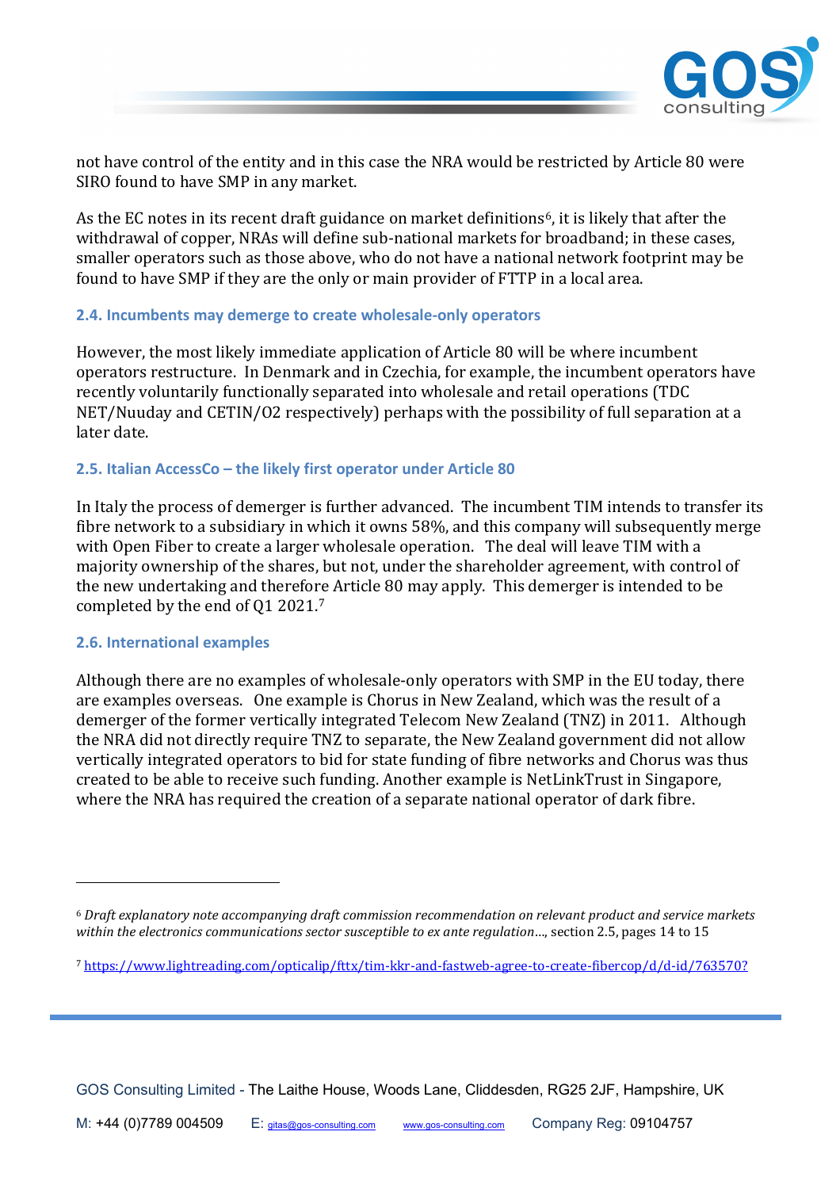not have control of the entity and in this case the NRA would be restricted by Article 80 were SIRO found to have SMP in any market.

As the EC notes in its recent draft guidance on market definitions[6], it is likely that after the withdrawal of copper, NRAs will define sub-national markets for broadband; in these cases, smaller operators such as those above, who do not have a national network footprint may be found to have SMP if they are the only or main provider of FTTP in a local area.

### 2.4. Incumbents may demerge to create wholesale-only operators

However, the most likely immediate application of Article 80 will be where incumbent operators restructure. In Denmark and in Czechia, for example, the incumbent operators have recently voluntarily functionally separated into wholesale and retail operations (TDC NET/Nuuday and CETIN/O2 respectively) perhaps with the possibility of full separation at a later date.

### 2.5. Italian AccessCo – the likely first operator under Article 80

In Italy the process of demerger is further advanced. The incumbent TIM intends to transfer its fibre network to a subsidiary in which it owns 58%, and this company will subsequently merge with Open Fiber to create a larger wholesale operation. The deal will leave TIM with a majority ownership of the shares, but not, under the shareholder agreement, with control of the new undertaking and therefore Article 80 may apply. This demerger is intended to be completed by the end of Q1 2021.[7]

### 2.6. International examples

Although there are no examples of wholesale-only operators with SMP in the EU today, there are examples overseas. One example is Chorus in New Zealand, which was the result of a demerger of the former vertically integrated Telecom New Zealand (TNZ) in 2011. Although the NRA did not directly require TNZ to separate, the New Zealand government did not allow vertically integrated operators to bid for state funding of fibre networks and Chorus was thus created to be able to receive such funding. Another example is NetLinkTrust in Singapore, where the NRA has required the creation of a separate national operator of dark fibre.

---

[6] *Draft explanatory note accompanying draft commission recommendation on relevant product and service markets within the electronics communications sector susceptible to ex ante regulation…*, section 2.5, pages 14 to 15

[7] https://www.lightreading.com/opticalip/fttx/tim-kkr-and-fastweb-agree-to-create-fibercop/d/d-id/763570?

GOS Consulting Limited - The Laithe House, Woods Lane, Cliddesden, RG25 2JF, Hampshire, UK

M: +44 (0)7789 004509 E: gitas@gos-consulting.com www.gos-consulting.com Company Reg: 09104757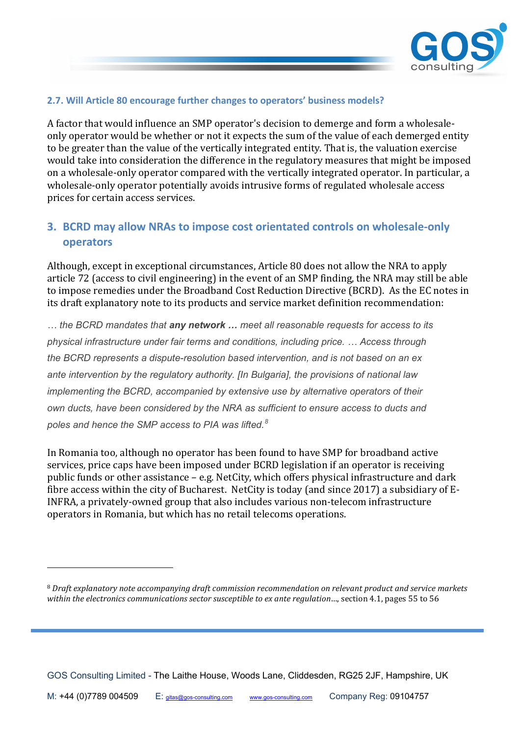### 2.7. Will Article 80 encourage further changes to operators' business models?

A factor that would influence an SMP operator's decision to demerge and form a wholesale-only operator would be whether or not it expects the sum of the value of each demerged entity to be greater than the value of the vertically integrated entity. That is, the valuation exercise would take into consideration the difference in the regulatory measures that might be imposed on a wholesale-only operator compared with the vertically integrated operator. In particular, a wholesale-only operator potentially avoids intrusive forms of regulated wholesale access prices for certain access services.

## 3. BCRD may allow NRAs to impose cost orientated controls on wholesale-only operators

Although, except in exceptional circumstances, Article 80 does not allow the NRA to apply article 72 (access to civil engineering) in the event of an SMP finding, the NRA may still be able to impose remedies under the Broadband Cost Reduction Directive (BCRD). As the EC notes in its draft explanatory note to its products and service market definition recommendation:

> *… the BCRD mandates that* ***any network …*** *meet all reasonable requests for access to its physical infrastructure under fair terms and conditions, including price. … Access through the BCRD represents a dispute-resolution based intervention, and is not based on an ex ante intervention by the regulatory authority. [In Bulgaria], the provisions of national law implementing the BCRD, accompanied by extensive use by alternative operators of their own ducts, have been considered by the NRA as sufficient to ensure access to ducts and poles and hence the SMP access to PIA was lifted.*[8]

In Romania too, although no operator has been found to have SMP for broadband active services, price caps have been imposed under BCRD legislation if an operator is receiving public funds or other assistance – e.g. NetCity, which offers physical infrastructure and dark fibre access within the city of Bucharest. NetCity is today (and since 2017) a subsidiary of E-INFRA, a privately-owned group that also includes various non-telecom infrastructure operators in Romania, but which has no retail telecoms operations.

---

[8] *Draft explanatory note accompanying draft commission recommendation on relevant product and service markets within the electronics communications sector susceptible to ex ante regulation…*, section 4.1, pages 55 to 56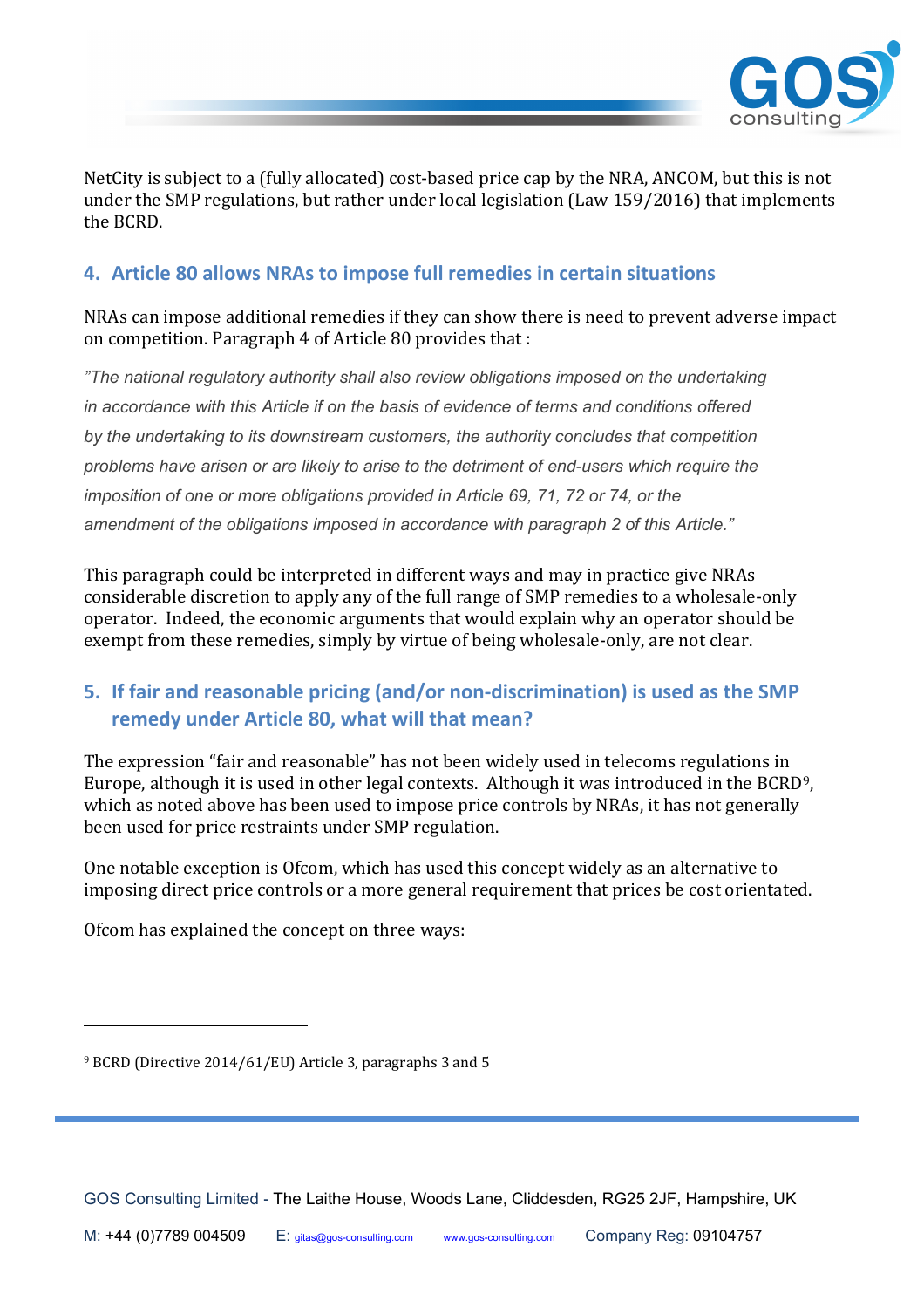NetCity is subject to a (fully allocated) cost-based price cap by the NRA, ANCOM, but this is not under the SMP regulations, but rather under local legislation (Law 159/2016) that implements the BCRD.

## 4. Article 80 allows NRAs to impose full remedies in certain situations

NRAs can impose additional remedies if they can show there is need to prevent adverse impact on competition. Paragraph 4 of Article 80 provides that :

*"The national regulatory authority shall also review obligations imposed on the undertaking in accordance with this Article if on the basis of evidence of terms and conditions offered by the undertaking to its downstream customers, the authority concludes that competition problems have arisen or are likely to arise to the detriment of end-users which require the imposition of one or more obligations provided in Article 69, 71, 72 or 74, or the amendment of the obligations imposed in accordance with paragraph 2 of this Article."*

This paragraph could be interpreted in different ways and may in practice give NRAs considerable discretion to apply any of the full range of SMP remedies to a wholesale-only operator. Indeed, the economic arguments that would explain why an operator should be exempt from these remedies, simply by virtue of being wholesale-only, are not clear.

## 5. If fair and reasonable pricing (and/or non-discrimination) is used as the SMP remedy under Article 80, what will that mean?

The expression "fair and reasonable" has not been widely used in telecoms regulations in Europe, although it is used in other legal contexts. Although it was introduced in the BCRD[9], which as noted above has been used to impose price controls by NRAs, it has not generally been used for price restraints under SMP regulation.

One notable exception is Ofcom, which has used this concept widely as an alternative to imposing direct price controls or a more general requirement that prices be cost orientated.

Ofcom has explained the concept on three ways:

---

[9] BCRD (Directive 2014/61/EU) Article 3, paragraphs 3 and 5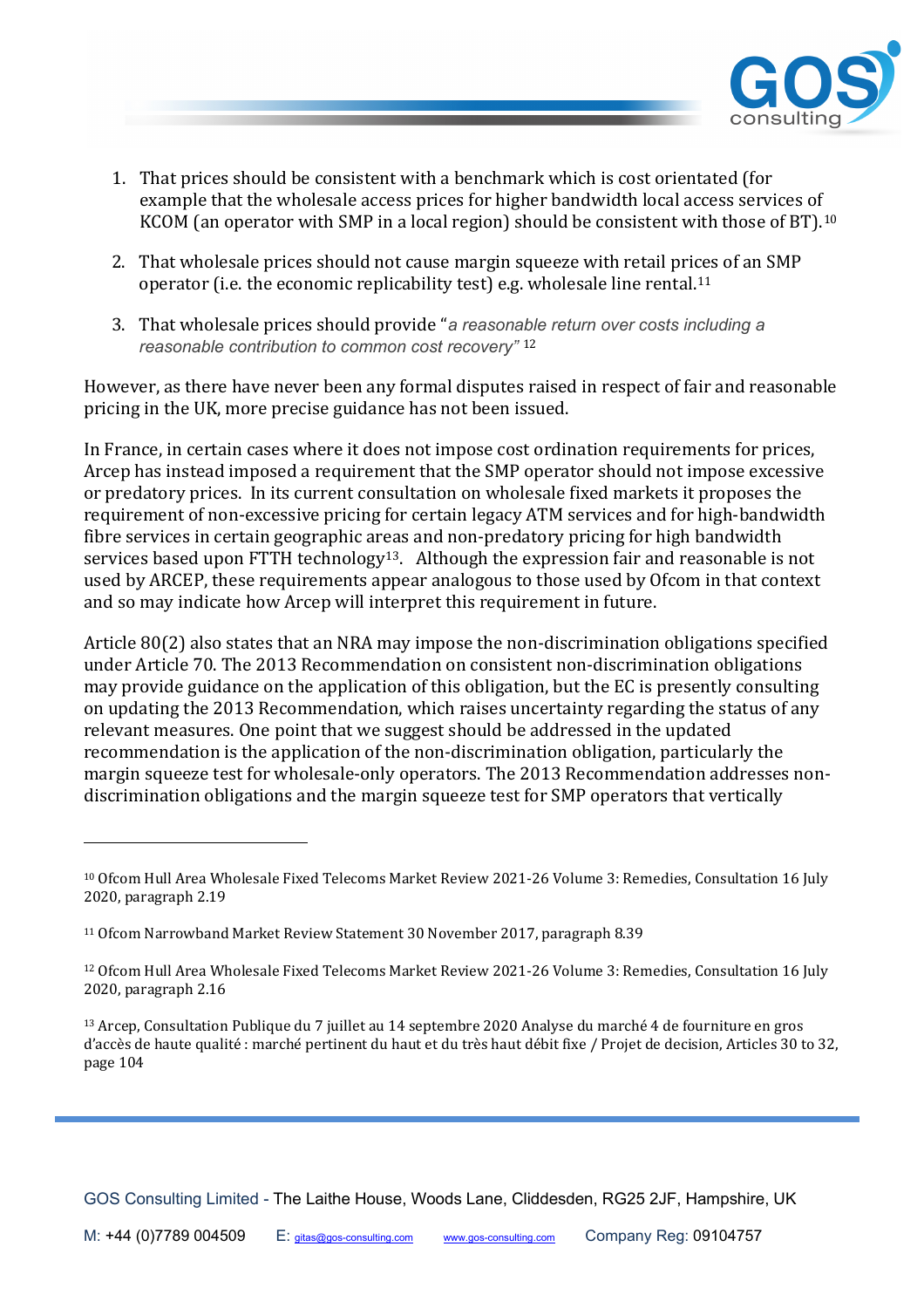1. That prices should be consistent with a benchmark which is cost orientated (for example that the wholesale access prices for higher bandwidth local access services of KCOM (an operator with SMP in a local region) should be consistent with those of BT).[10]

2. That wholesale prices should not cause margin squeeze with retail prices of an SMP operator (i.e. the economic replicability test) e.g. wholesale line rental.[11]

3. That wholesale prices should provide "*a reasonable return over costs including a reasonable contribution to common cost recovery*" [12]

However, as there have never been any formal disputes raised in respect of fair and reasonable pricing in the UK, more precise guidance has not been issued.

In France, in certain cases where it does not impose cost ordination requirements for prices, Arcep has instead imposed a requirement that the SMP operator should not impose excessive or predatory prices. In its current consultation on wholesale fixed markets it proposes the requirement of non-excessive pricing for certain legacy ATM services and for high-bandwidth fibre services in certain geographic areas and non-predatory pricing for high bandwidth services based upon FTTH technology[13]. Although the expression fair and reasonable is not used by ARCEP, these requirements appear analogous to those used by Ofcom in that context and so may indicate how Arcep will interpret this requirement in future.

Article 80(2) also states that an NRA may impose the non-discrimination obligations specified under Article 70. The 2013 Recommendation on consistent non-discrimination obligations may provide guidance on the application of this obligation, but the EC is presently consulting on updating the 2013 Recommendation, which raises uncertainty regarding the status of any relevant measures. One point that we suggest should be addressed in the updated recommendation is the application of the non-discrimination obligation, particularly the margin squeeze test for wholesale-only operators. The 2013 Recommendation addresses non-discrimination obligations and the margin squeeze test for SMP operators that vertically

---

[10] Ofcom Hull Area Wholesale Fixed Telecoms Market Review 2021-26 Volume 3: Remedies, Consultation 16 July 2020, paragraph 2.19

[11] Ofcom Narrowband Market Review Statement 30 November 2017, paragraph 8.39

[12] Ofcom Hull Area Wholesale Fixed Telecoms Market Review 2021-26 Volume 3: Remedies, Consultation 16 July 2020, paragraph 2.16

[13] Arcep, Consultation Publique du 7 juillet au 14 septembre 2020 Analyse du marché 4 de fourniture en gros d'accès de haute qualité : marché pertinent du haut et du très haut débit fixe / Projet de decision, Articles 30 to 32, page 104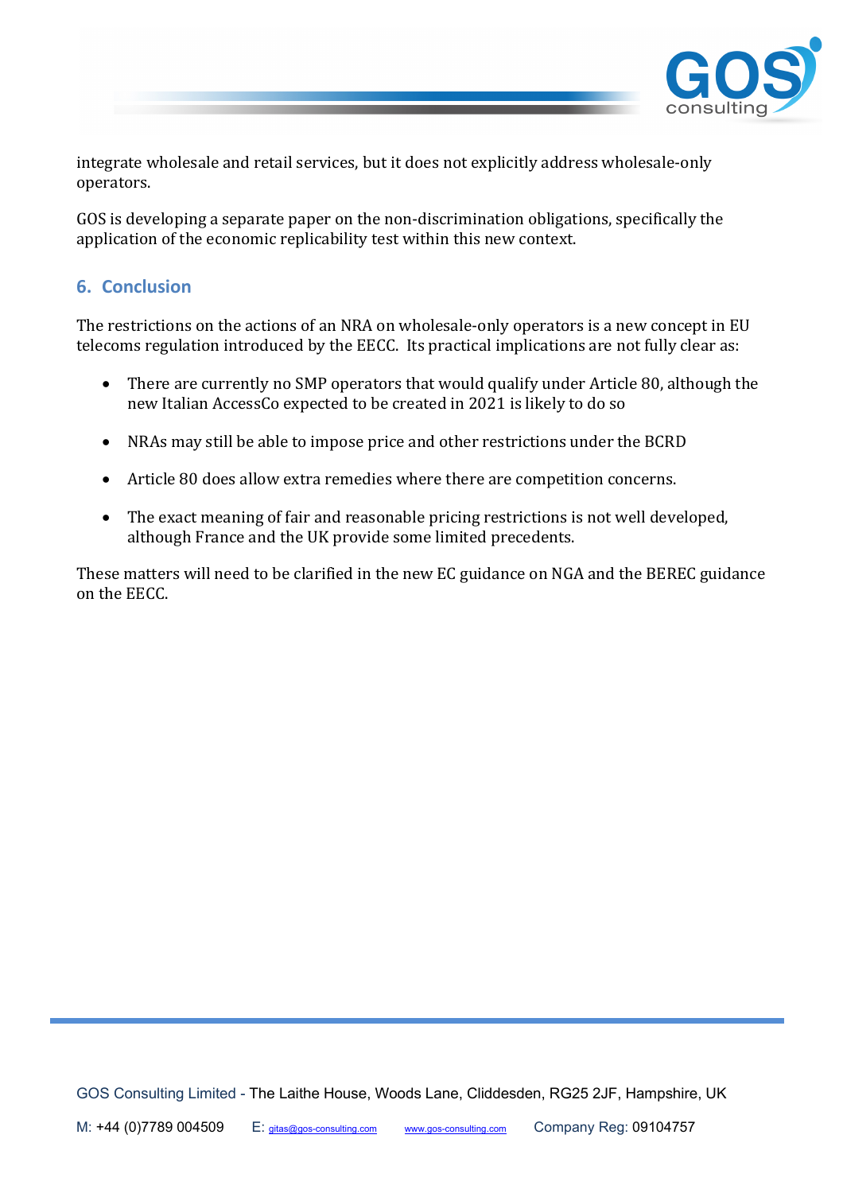integrate wholesale and retail services, but it does not explicitly address wholesale-only operators.

GOS is developing a separate paper on the non-discrimination obligations, specifically the application of the economic replicability test within this new context.

## 6. Conclusion

The restrictions on the actions of an NRA on wholesale-only operators is a new concept in EU telecoms regulation introduced by the EECC. Its practical implications are not fully clear as:

- There are currently no SMP operators that would qualify under Article 80, although the new Italian AccessCo expected to be created in 2021 is likely to do so
- NRAs may still be able to impose price and other restrictions under the BCRD
- Article 80 does allow extra remedies where there are competition concerns.
- The exact meaning of fair and reasonable pricing restrictions is not well developed, although France and the UK provide some limited precedents.

These matters will need to be clarified in the new EC guidance on NGA and the BEREC guidance on the EECC.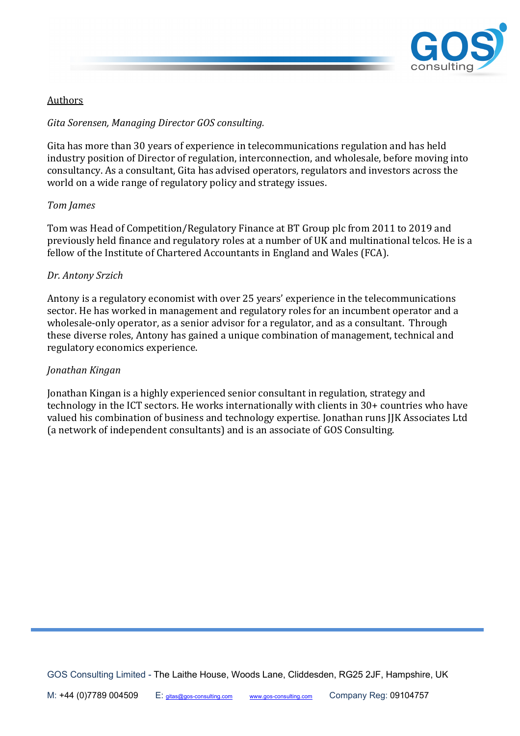Authors

*Gita Sorensen, Managing Director GOS consulting.*

Gita has more than 30 years of experience in telecommunications regulation and has held industry position of Director of regulation, interconnection, and wholesale, before moving into consultancy. As a consultant, Gita has advised operators, regulators and investors across the world on a wide range of regulatory policy and strategy issues.

*Tom James*

Tom was Head of Competition/Regulatory Finance at BT Group plc from 2011 to 2019 and previously held finance and regulatory roles at a number of UK and multinational telcos. He is a fellow of the Institute of Chartered Accountants in England and Wales (FCA).

*Dr. Antony Srzich*

Antony is a regulatory economist with over 25 years' experience in the telecommunications sector. He has worked in management and regulatory roles for an incumbent operator and a wholesale-only operator, as a senior advisor for a regulator, and as a consultant. Through these diverse roles, Antony has gained a unique combination of management, technical and regulatory economics experience.

*Jonathan Kingan*

Jonathan Kingan is a highly experienced senior consultant in regulation, strategy and technology in the ICT sectors. He works internationally with clients in 30+ countries who have valued his combination of business and technology expertise. Jonathan runs JJK Associates Ltd (a network of independent consultants) and is an associate of GOS Consulting.